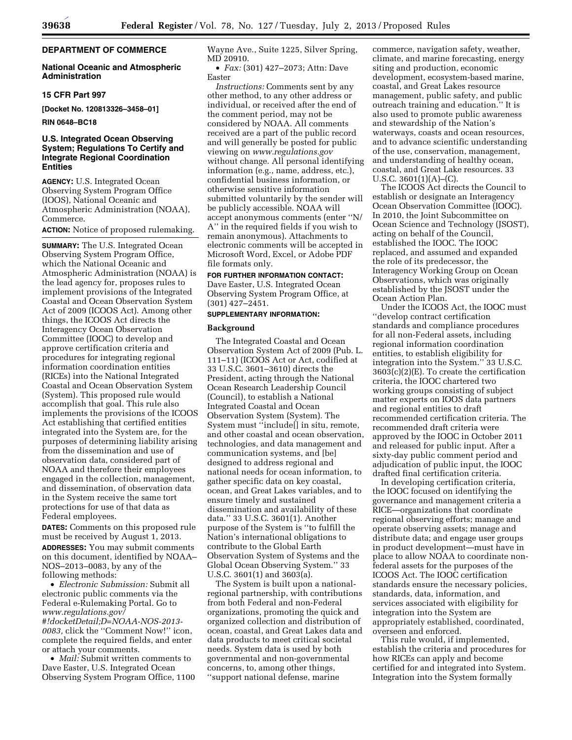## DEPARTMENT OF COMMERCE

### National Oceanic and Atmospheric Administration

### 15 CFR Part 997

**[Docket No. 120813326–3458–01]**

**RIN 0648–BC18**

### U.S. Integrated Ocean Observing System; Regulations To Certify and Integrate Regional Coordination Entities

**AGENCY:** U.S. Integrated Ocean Observing System Program Office (IOOS), National Oceanic and Atmospheric Administration (NOAA), Commerce.

**ACTION:** Notice of proposed rulemaking.

**SUMMARY:** The U.S. Integrated Ocean Observing System Program Office, which the National Oceanic and Atmospheric Administration (NOAA) is the lead agency for, proposes rules to implement provisions of the Integrated Coastal and Ocean Observation System Act of 2009 (ICOOS Act). Among other things, the ICOOS Act directs the Interagency Ocean Observation Committee (IOOC) to develop and approve certification criteria and procedures for integrating regional information coordination entities (RICEs) into the National Integrated Coastal and Ocean Observation System (System). This proposed rule would accomplish that goal. This rule also implements the provisions of the ICOOS Act establishing that certified entities integrated into the System are, for the purposes of determining liability arising from the dissemination and use of observation data, considered part of NOAA and therefore their employees engaged in the collection, management, and dissemination, of observation data in the System receive the same tort protections for use of that data as Federal employees.

**DATES:** Comments on this proposed rule must be received by August 1, 2013.

**ADDRESSES:** You may submit comments on this document, identified by NOAA–NOS–2013–0083, by any of the following methods:

- *Electronic Submission:* Submit all electronic public comments via the Federal e-Rulemaking Portal. Go to *www.regulations.gov/#!docketDetail;D=NOAA-NOS-2013-0083,* click the ''Comment Now!'' icon, complete the required fields, and enter or attach your comments.
- *Mail:* Submit written comments to Dave Easter, U.S. Integrated Ocean Observing System Program Office, 1100 Wayne Ave., Suite 1225, Silver Spring, MD 20910.
- *Fax:* (301) 427–2073; Attn: Dave Easter

*Instructions:* Comments sent by any other method, to any other address or individual, or received after the end of the comment period, may not be considered by NOAA. All comments received are a part of the public record and will generally be posted for public viewing on *www.regulations.gov* without change. All personal identifying information (e.g., name, address, etc.), confidential business information, or otherwise sensitive information submitted voluntarily by the sender will be publicly accessible. NOAA will accept anonymous comments (enter ''N/A'' in the required fields if you wish to remain anonymous). Attachments to electronic comments will be accepted in Microsoft Word, Excel, or Adobe PDF file formats only.

**FOR FURTHER INFORMATION CONTACT:** Dave Easter, U.S. Integrated Ocean Observing System Program Office, at (301) 427–2451.

**SUPPLEMENTARY INFORMATION:**

#### Background

The Integrated Coastal and Ocean Observation System Act of 2009 (Pub. L. 111–11) (ICOOS Act or Act, codified at 33 U.S.C. 3601–3610) directs the President, acting through the National Ocean Research Leadership Council (Council), to establish a National Integrated Coastal and Ocean Observation System (System). The System must ''include[] in situ, remote, and other coastal and ocean observation, technologies, and data management and communication systems, and [be] designed to address regional and national needs for ocean information, to gather specific data on key coastal, ocean, and Great Lakes variables, and to ensure timely and sustained dissemination and availability of these data.'' 33 U.S.C. 3601(1). Another purpose of the System is ''to fulfill the Nation's international obligations to contribute to the Global Earth Observation System of Systems and the Global Ocean Observing System.'' 33 U.S.C. 3601(1) and 3603(a).

The System is built upon a national-regional partnership, with contributions from both Federal and non-Federal organizations, promoting the quick and organized collection and distribution of ocean, coastal, and Great Lakes data and data products to meet critical societal needs. System data is used by both governmental and non-governmental concerns, to, among other things, ''support national defense, marine commerce, navigation safety, weather, climate, and marine forecasting, energy siting and production, economic development, ecosystem-based marine, coastal, and Great Lakes resource management, public safety, and public outreach training and education.'' It is also used to promote public awareness and stewardship of the Nation's waterways, coasts and ocean resources, and to advance scientific understanding of the use, conservation, management, and understanding of healthy ocean, coastal, and Great Lake resources. 33 U.S.C. 3601(1)(A)–(C).

The ICOOS Act directs the Council to establish or designate an Interagency Ocean Observation Committee (IOOC). In 2010, the Joint Subcommittee on Ocean Science and Technology (JSOST), acting on behalf of the Council, established the IOOC. The IOOC replaced, and assumed and expanded the role of its predecessor, the Interagency Working Group on Ocean Observations, which was originally established by the JSOST under the Ocean Action Plan.

Under the ICOOS Act, the IOOC must ''develop contract certification standards and compliance procedures for all non-Federal assets, including regional information coordination entities, to establish eligibility for integration into the System.'' 33 U.S.C. 3603(c)(2)(E). To create the certification criteria, the IOOC chartered two working groups consisting of subject matter experts on IOOS data partners and regional entities to draft recommended certification criteria. The recommended draft criteria were approved by the IOOC in October 2011 and released for public input. After a sixty-day public comment period and adjudication of public input, the IOOC drafted final certification criteria.

In developing certification criteria, the IOOC focused on identifying the governance and management criteria a RICE—organizations that coordinate regional observing efforts; manage and operate observing assets; manage and distribute data; and engage user groups in product development—must have in place to allow NOAA to coordinate non-federal assets for the purposes of the ICOOS Act. The IOOC certification standards ensure the necessary policies, standards, data, information, and services associated with eligibility for integration into the System are appropriately established, coordinated, overseen and enforced.

This rule would, if implemented, establish the criteria and procedures for how RICEs can apply and become certified for and integrated into System. Integration into the System formally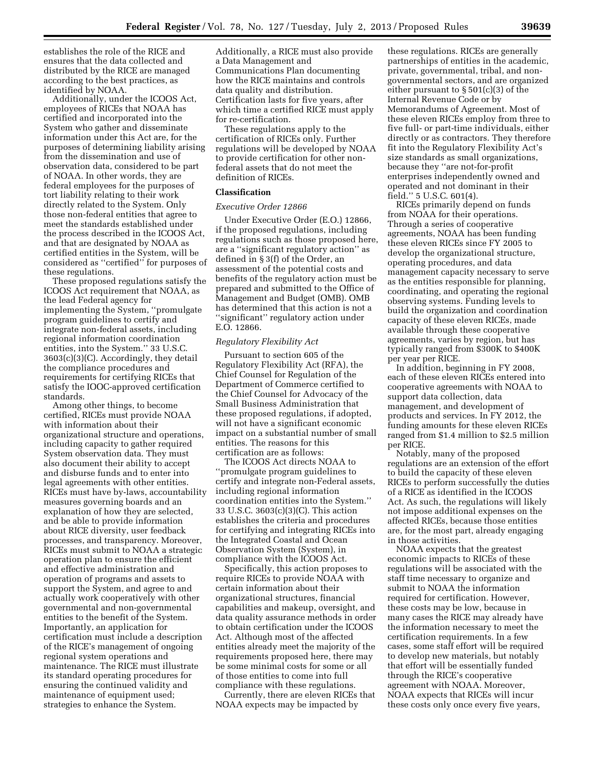establishes the role of the RICE and ensures that the data collected and distributed by the RICE are managed according to the best practices, as identified by NOAA.

Additionally, under the ICOOS Act, employees of RICEs that NOAA has certified and incorporated into the System who gather and disseminate information under this Act are, for the purposes of determining liability arising from the dissemination and use of observation data, considered to be part of NOAA. In other words, they are federal employees for the purposes of tort liability relating to their work directly related to the System. Only those non-federal entities that agree to meet the standards established under the process described in the ICOOS Act, and that are designated by NOAA as certified entities in the System, will be considered as ''certified'' for purposes of these regulations.

These proposed regulations satisfy the ICOOS Act requirement that NOAA, as the lead Federal agency for implementing the System, ''promulgate program guidelines to certify and integrate non-federal assets, including regional information coordination entities, into the System.'' 33 U.S.C. 3603(c)(3)(C). Accordingly, they detail the compliance procedures and requirements for certifying RICEs that satisfy the IOOC-approved certification standards.

Among other things, to become certified, RICEs must provide NOAA with information about their organizational structure and operations, including capacity to gather required System observation data. They must also document their ability to accept and disburse funds and to enter into legal agreements with other entities. RICEs must have by-laws, accountability measures governing boards and an explanation of how they are selected, and be able to provide information about RICE diversity, user feedback processes, and transparency. Moreover, RICEs must submit to NOAA a strategic operation plan to ensure the efficient and effective administration and operation of programs and assets to support the System, and agree to and actually work cooperatively with other governmental and non-governmental entities to the benefit of the System. Importantly, an application for certification must include a description of the RICE's management of ongoing regional system operations and maintenance. The RICE must illustrate its standard operating procedures for ensuring the continued validity and maintenance of equipment used; strategies to enhance the System. Additionally, a RICE must also provide a Data Management and Communications Plan documenting how the RICE maintains and controls data quality and distribution. Certification lasts for five years, after which time a certified RICE must apply for re-certification.

These regulations apply to the certification of RICEs only. Further regulations will be developed by NOAA to provide certification for other non-federal assets that do not meet the definition of RICEs.

## Classification

### *Executive Order 12866*

Under Executive Order (E.O.) 12866, if the proposed regulations, including regulations such as those proposed here, are a ''significant regulatory action'' as defined in § 3(f) of the Order, an assessment of the potential costs and benefits of the regulatory action must be prepared and submitted to the Office of Management and Budget (OMB). OMB has determined that this action is not a ''significant'' regulatory action under E.O. 12866.

### *Regulatory Flexibility Act*

Pursuant to section 605 of the Regulatory Flexibility Act (RFA), the Chief Counsel for Regulation of the Department of Commerce certified to the Chief Counsel for Advocacy of the Small Business Administration that these proposed regulations, if adopted, will not have a significant economic impact on a substantial number of small entities. The reasons for this certification are as follows:

The ICOOS Act directs NOAA to ''promulgate program guidelines to certify and integrate non-Federal assets, including regional information coordination entities into the System.'' 33 U.S.C. 3603(c)(3)(C). This action establishes the criteria and procedures for certifying and integrating RICEs into the Integrated Coastal and Ocean Observation System (System), in compliance with the ICOOS Act.

Specifically, this action proposes to require RICEs to provide NOAA with certain information about their organizational structures, financial capabilities and makeup, oversight, and data quality assurance methods in order to obtain certification under the ICOOS Act. Although most of the affected entities already meet the majority of the requirements proposed here, there may be some minimal costs for some or all of those entities to come into full compliance with these regulations.

Currently, there are eleven RICEs that NOAA expects may be impacted by these regulations. RICEs are generally partnerships of entities in the academic, private, governmental, tribal, and non-governmental sectors, and are organized either pursuant to § 501(c)(3) of the Internal Revenue Code or by Memorandums of Agreement. Most of these eleven RICEs employ from three to five full- or part-time individuals, either directly or as contractors. They therefore fit into the Regulatory Flexibility Act's size standards as small organizations, because they ''are not-for-profit enterprises independently owned and operated and not dominant in their field.'' 5 U.S.C. 601(4).

RICEs primarily depend on funds from NOAA for their operations. Through a series of cooperative agreements, NOAA has been funding these eleven RICEs since FY 2005 to develop the organizational structure, operating procedures, and data management capacity necessary to serve as the entities responsible for planning, coordinating, and operating the regional observing systems. Funding levels to build the organization and coordination capacity of these eleven RICEs, made available through these cooperative agreements, varies by region, but has typically ranged from $300K to $400K per year per RICE.

In addition, beginning in FY 2008, each of these eleven RICEs entered into cooperative agreements with NOAA to support data collection, data management, and development of products and services. In FY 2012, the funding amounts for these eleven RICEs ranged from $1.4 million to $2.5 million per RICE.

Notably, many of the proposed regulations are an extension of the effort to build the capacity of these eleven RICEs to perform successfully the duties of a RICE as identified in the ICOOS Act. As such, the regulations will likely not impose additional expenses on the affected RICEs, because those entities are, for the most part, already engaging in those activities.

NOAA expects that the greatest economic impacts to RICEs of these regulations will be associated with the staff time necessary to organize and submit to NOAA the information required for certification. However, these costs may be low, because in many cases the RICE may already have the information necessary to meet the certification requirements. In a few cases, some staff effort will be required to develop new materials, but notably that effort will be essentially funded through the RICE's cooperative agreement with NOAA. Moreover, NOAA expects that RICEs will incur these costs only once every five years,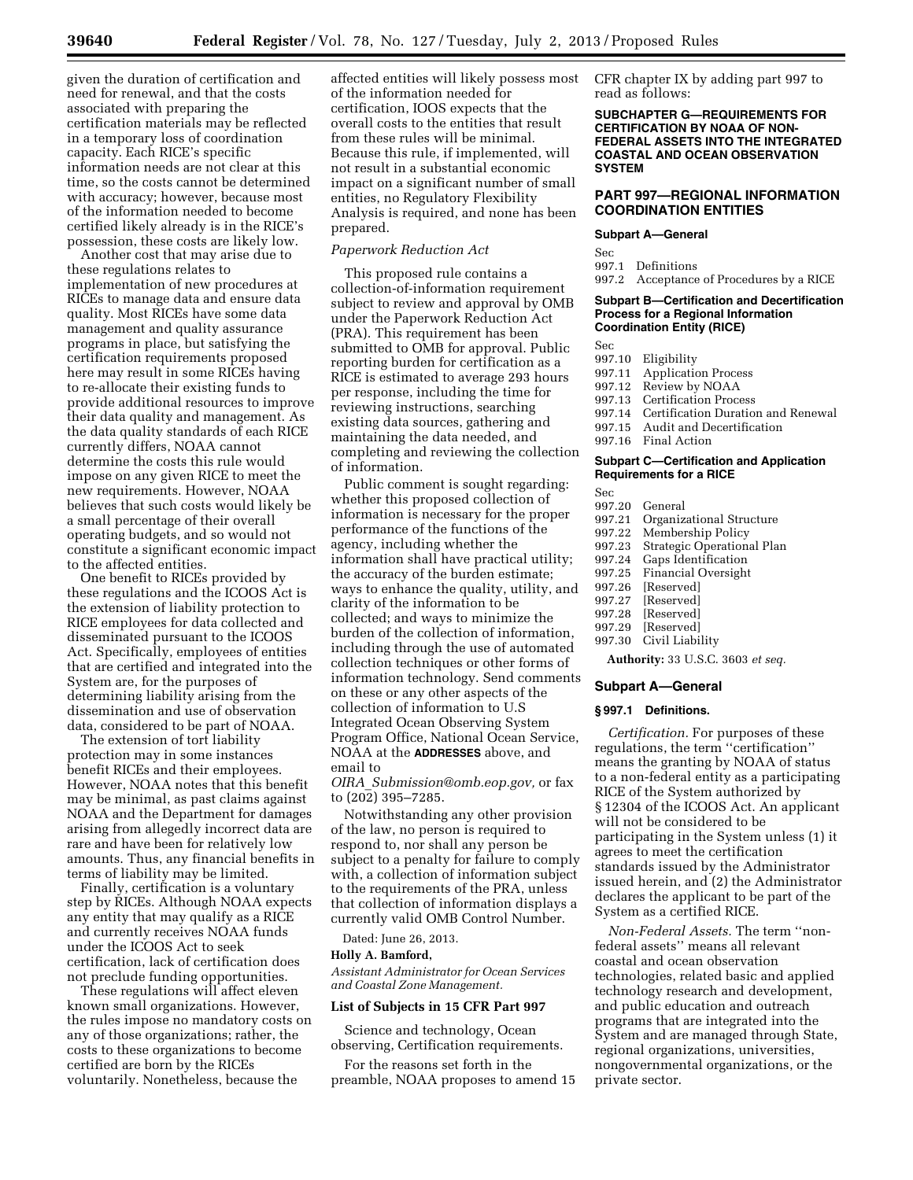given the duration of certification and need for renewal, and that the costs associated with preparing the certification materials may be reflected in a temporary loss of coordination capacity. Each RICE's specific information needs are not clear at this time, so the costs cannot be determined with accuracy; however, because most of the information needed to become certified likely already is in the RICE's possession, these costs are likely low.

Another cost that may arise due to these regulations relates to implementation of new procedures at RICEs to manage data and ensure data quality. Most RICEs have some data management and quality assurance programs in place, but satisfying the certification requirements proposed here may result in some RICEs having to re-allocate their existing funds to provide additional resources to improve their data quality and management. As the data quality standards of each RICE currently differs, NOAA cannot determine the costs this rule would impose on any given RICE to meet the new requirements. However, NOAA believes that such costs would likely be a small percentage of their overall operating budgets, and so would not constitute a significant economic impact to the affected entities.

One benefit to RICEs provided by these regulations and the ICOOS Act is the extension of liability protection to RICE employees for data collected and disseminated pursuant to the ICOOS Act. Specifically, employees of entities that are certified and integrated into the System are, for the purposes of determining liability arising from the dissemination and use of observation data, considered to be part of NOAA.

The extension of tort liability protection may in some instances benefit RICEs and their employees. However, NOAA notes that this benefit may be minimal, as past claims against NOAA and the Department for damages arising from allegedly incorrect data are rare and have been for relatively low amounts. Thus, any financial benefits in terms of liability may be limited.

Finally, certification is a voluntary step by RICEs. Although NOAA expects any entity that may qualify as a RICE and currently receives NOAA funds under the ICOOS Act to seek certification, lack of certification does not preclude funding opportunities.

These regulations will affect eleven known small organizations. However, the rules impose no mandatory costs on any of those organizations; rather, the costs to these organizations to become certified are born by the RICEs voluntarily. Nonetheless, because the affected entities will likely possess most of the information needed for certification, IOOS expects that the overall costs to the entities that result from these rules will be minimal. Because this rule, if implemented, will not result in a substantial economic impact on a significant number of small entities, no Regulatory Flexibility Analysis is required, and none has been prepared.

*Paperwork Reduction Act*

This proposed rule contains a collection-of-information requirement subject to review and approval by OMB under the Paperwork Reduction Act (PRA). This requirement has been submitted to OMB for approval. Public reporting burden for certification as a RICE is estimated to average 293 hours per response, including the time for reviewing instructions, searching existing data sources, gathering and maintaining the data needed, and completing and reviewing the collection of information.

Public comment is sought regarding: whether this proposed collection of information is necessary for the proper performance of the functions of the agency, including whether the information shall have practical utility; the accuracy of the burden estimate; ways to enhance the quality, utility, and clarity of the information to be collected; and ways to minimize the burden of the collection of information, including through the use of automated collection techniques or other forms of information technology. Send comments on these or any other aspects of the collection of information to U.S Integrated Ocean Observing System Program Office, National Ocean Service, NOAA at the **ADDRESSES** above, and email to *OIRA_Submission@omb.eop.gov,* or fax to (202) 395–7285.

Notwithstanding any other provision of the law, no person is required to respond to, nor shall any person be subject to a penalty for failure to comply with, a collection of information subject to the requirements of the PRA, unless that collection of information displays a currently valid OMB Control Number.

Dated: June 26, 2013.

**Holly A. Bamford,**

*Assistant Administrator for Ocean Services and Coastal Zone Management.*

**List of Subjects in 15 CFR Part 997**

Science and technology, Ocean observing, Certification requirements.

For the reasons set forth in the preamble, NOAA proposes to amend 15 CFR chapter IX by adding part 997 to read as follows:

**SUBCHAPTER G—REQUIREMENTS FOR CERTIFICATION BY NOAA OF NON-FEDERAL ASSETS INTO THE INTEGRATED COASTAL AND OCEAN OBSERVATION SYSTEM**

## PART 997—REGIONAL INFORMATION COORDINATION ENTITIES

**Subpart A—General**

Sec
997.1 Definitions
997.2 Acceptance of Procedures by a RICE

**Subpart B—Certification and Decertification Process for a Regional Information Coordination Entity (RICE)**

Sec
997.10 Eligibility
997.11 Application Process
997.12 Review by NOAA
997.13 Certification Process
997.14 Certification Duration and Renewal
997.15 Audit and Decertification
997.16 Final Action

**Subpart C—Certification and Application Requirements for a RICE**

Sec
997.20 General
997.21 Organizational Structure
997.22 Membership Policy
997.23 Strategic Operational Plan
997.24 Gaps Identification
997.25 Financial Oversight
997.26 [Reserved]
997.27 [Reserved]
997.28 [Reserved]
997.29 [Reserved]
997.30 Civil Liability

**Authority:** 33 U.S.C. 3603 *et seq.*

### Subpart A—General

#### § 997.1 Definitions.

*Certification.* For purposes of these regulations, the term ''certification'' means the granting by NOAA of status to a non-federal entity as a participating RICE of the System authorized by § 12304 of the ICOOS Act. An applicant will not be considered to be participating in the System unless (1) it agrees to meet the certification standards issued by the Administrator issued herein, and (2) the Administrator declares the applicant to be part of the System as a certified RICE.

*Non-Federal Assets.* The term ''non-federal assets'' means all relevant coastal and ocean observation technologies, related basic and applied technology research and development, and public education and outreach programs that are integrated into the System and are managed through State, regional organizations, universities, nongovernmental organizations, or the private sector.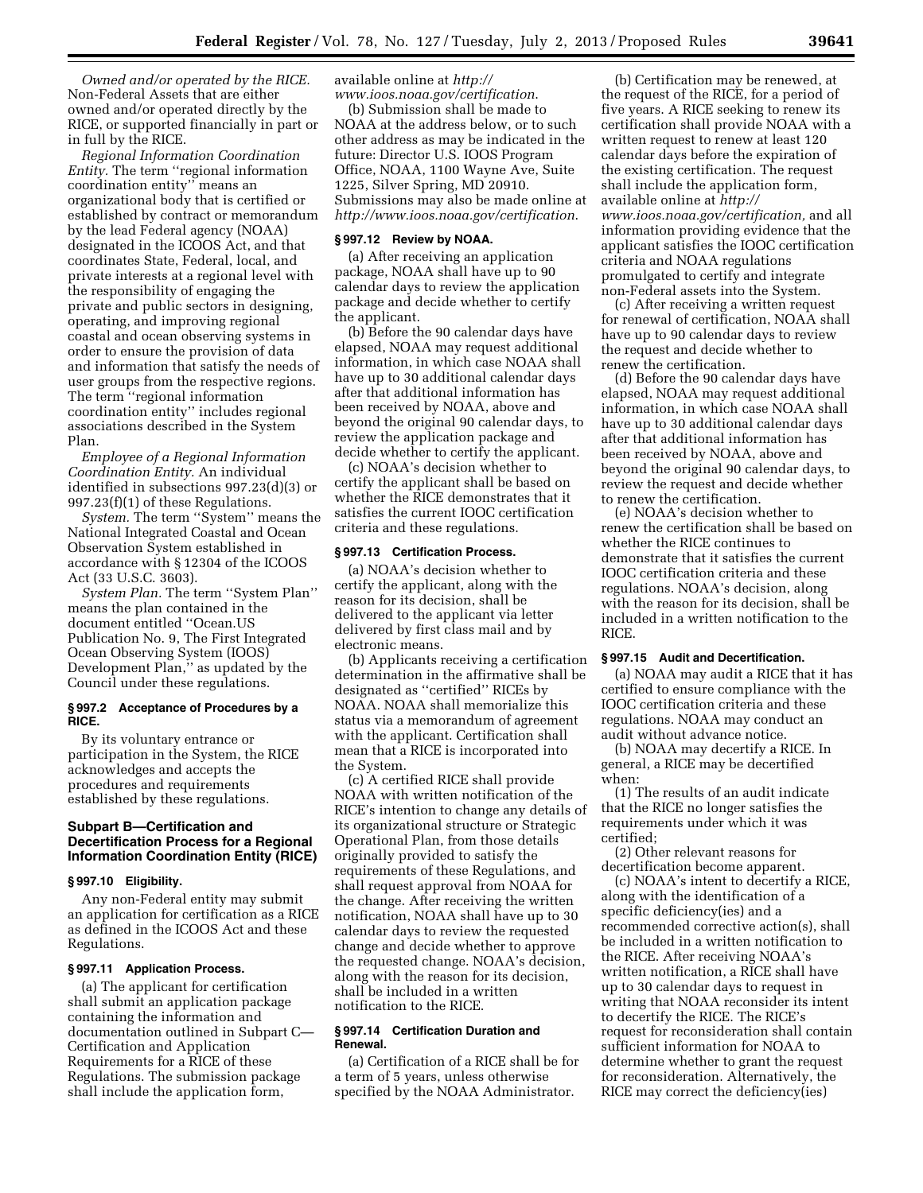*Owned and/or operated by the RICE.* Non-Federal Assets that are either owned and/or operated directly by the RICE, or supported financially in part or in full by the RICE.

*Regional Information Coordination Entity.* The term ''regional information coordination entity'' means an organizational body that is certified or established by contract or memorandum by the lead Federal agency (NOAA) designated in the ICOOS Act, and that coordinates State, Federal, local, and private interests at a regional level with the responsibility of engaging the private and public sectors in designing, operating, and improving regional coastal and ocean observing systems in order to ensure the provision of data and information that satisfy the needs of user groups from the respective regions. The term ''regional information coordination entity'' includes regional associations described in the System Plan.

*Employee of a Regional Information Coordination Entity.* An individual identified in subsections 997.23(d)(3) or 997.23(f)(1) of these Regulations.

*System.* The term ''System'' means the National Integrated Coastal and Ocean Observation System established in accordance with § 12304 of the ICOOS Act (33 U.S.C. 3603).

*System Plan.* The term ''System Plan'' means the plan contained in the document entitled ''Ocean.US Publication No. 9, The First Integrated Ocean Observing System (IOOS) Development Plan,'' as updated by the Council under these regulations.

### § 997.2 Acceptance of Procedures by a RICE.

By its voluntary entrance or participation in the System, the RICE acknowledges and accepts the procedures and requirements established by these regulations.

## Subpart B—Certification and Decertification Process for a Regional Information Coordination Entity (RICE)

### § 997.10 Eligibility.

Any non-Federal entity may submit an application for certification as a RICE as defined in the ICOOS Act and these Regulations.

### § 997.11 Application Process.

(a) The applicant for certification shall submit an application package containing the information and documentation outlined in Subpart C—Certification and Application Requirements for a RICE of these Regulations. The submission package shall include the application form, available online at *http://www.ioos.noaa.gov/certification*.

(b) Submission shall be made to NOAA at the address below, or to such other address as may be indicated in the future: Director U.S. IOOS Program Office, NOAA, 1100 Wayne Ave, Suite 1225, Silver Spring, MD 20910. Submissions may also be made online at *http://www.ioos.noaa.gov/certification*.

### § 997.12 Review by NOAA.

(a) After receiving an application package, NOAA shall have up to 90 calendar days to review the application package and decide whether to certify the applicant.

(b) Before the 90 calendar days have elapsed, NOAA may request additional information, in which case NOAA shall have up to 30 additional calendar days after that additional information has been received by NOAA, above and beyond the original 90 calendar days, to review the application package and decide whether to certify the applicant.

(c) NOAA's decision whether to certify the applicant shall be based on whether the RICE demonstrates that it satisfies the current IOOC certification criteria and these regulations.

### § 997.13 Certification Process.

(a) NOAA's decision whether to certify the applicant, along with the reason for its decision, shall be delivered to the applicant via letter delivered by first class mail and by electronic means.

(b) Applicants receiving a certification determination in the affirmative shall be designated as ''certified'' RICEs by NOAA. NOAA shall memorialize this status via a memorandum of agreement with the applicant. Certification shall mean that a RICE is incorporated into the System.

(c) A certified RICE shall provide NOAA with written notification of the RICE's intention to change any details of its organizational structure or Strategic Operational Plan, from those details originally provided to satisfy the requirements of these Regulations, and shall request approval from NOAA for the change. After receiving the written notification, NOAA shall have up to 30 calendar days to review the requested change and decide whether to approve the requested change. NOAA's decision, along with the reason for its decision, shall be included in a written notification to the RICE.

### § 997.14 Certification Duration and Renewal.

(a) Certification of a RICE shall be for a term of 5 years, unless otherwise specified by the NOAA Administrator.

(b) Certification may be renewed, at the request of the RICE, for a period of five years. A RICE seeking to renew its certification shall provide NOAA with a written request to renew at least 120 calendar days before the expiration of the existing certification. The request shall include the application form, available online at *http://www.ioos.noaa.gov/certification,* and all information providing evidence that the applicant satisfies the IOOC certification criteria and NOAA regulations promulgated to certify and integrate non-Federal assets into the System.

(c) After receiving a written request for renewal of certification, NOAA shall have up to 90 calendar days to review the request and decide whether to renew the certification.

(d) Before the 90 calendar days have elapsed, NOAA may request additional information, in which case NOAA shall have up to 30 additional calendar days after that additional information has been received by NOAA, above and beyond the original 90 calendar days, to review the request and decide whether to renew the certification.

(e) NOAA's decision whether to renew the certification shall be based on whether the RICE continues to demonstrate that it satisfies the current IOOC certification criteria and these regulations. NOAA's decision, along with the reason for its decision, shall be included in a written notification to the RICE.

### § 997.15 Audit and Decertification.

(a) NOAA may audit a RICE that it has certified to ensure compliance with the IOOC certification criteria and these regulations. NOAA may conduct an audit without advance notice.

(b) NOAA may decertify a RICE. In general, a RICE may be decertified when:

(1) The results of an audit indicate that the RICE no longer satisfies the requirements under which it was certified;

(2) Other relevant reasons for decertification become apparent.

(c) NOAA's intent to decertify a RICE, along with the identification of a specific deficiency(ies) and a recommended corrective action(s), shall be included in a written notification to the RICE. After receiving NOAA's written notification, a RICE shall have up to 30 calendar days to request in writing that NOAA reconsider its intent to decertify the RICE. The RICE's request for reconsideration shall contain sufficient information for NOAA to determine whether to grant the request for reconsideration. Alternatively, the RICE may correct the deficiency(ies)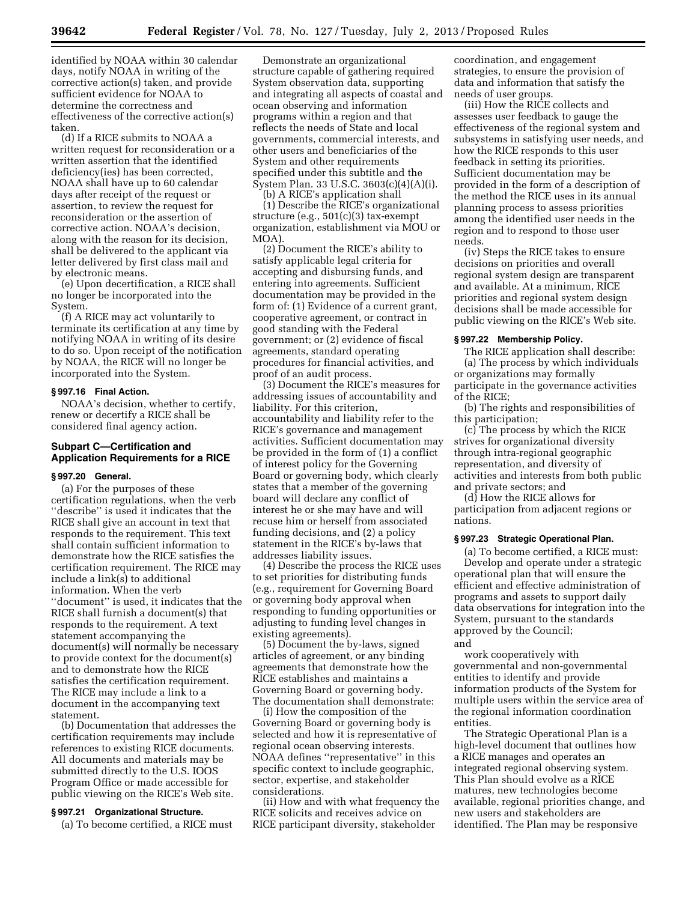identified by NOAA within 30 calendar days, notify NOAA in writing of the corrective action(s) taken, and provide sufficient evidence for NOAA to determine the correctness and effectiveness of the corrective action(s) taken.

(d) If a RICE submits to NOAA a written request for reconsideration or a written assertion that the identified deficiency(ies) has been corrected, NOAA shall have up to 60 calendar days after receipt of the request or assertion, to review the request for reconsideration or the assertion of corrective action. NOAA's decision, along with the reason for its decision, shall be delivered to the applicant via letter delivered by first class mail and by electronic means.

(e) Upon decertification, a RICE shall no longer be incorporated into the System.

(f) A RICE may act voluntarily to terminate its certification at any time by notifying NOAA in writing of its desire to do so. Upon receipt of the notification by NOAA, the RICE will no longer be incorporated into the System.

### § 997.16 Final Action.

NOAA's decision, whether to certify, renew or decertify a RICE shall be considered final agency action.

## Subpart C—Certification and Application Requirements for a RICE

### § 997.20 General.

(a) For the purposes of these certification regulations, when the verb ''describe'' is used it indicates that the RICE shall give an account in text that responds to the requirement. This text shall contain sufficient information to demonstrate how the RICE satisfies the certification requirement. The RICE may include a link(s) to additional information. When the verb ''document'' is used, it indicates that the RICE shall furnish a document(s) that responds to the requirement. A text statement accompanying the document(s) will normally be necessary to provide context for the document(s) and to demonstrate how the RICE satisfies the certification requirement. The RICE may include a link to a document in the accompanying text statement.

(b) Documentation that addresses the certification requirements may include references to existing RICE documents. All documents and materials may be submitted directly to the U.S. IOOS Program Office or made accessible for public viewing on the RICE's Web site.

### § 997.21 Organizational Structure.

(a) To become certified, a RICE must Demonstrate an organizational structure capable of gathering required System observation data, supporting and integrating all aspects of coastal and ocean observing and information programs within a region and that reflects the needs of State and local governments, commercial interests, and other users and beneficiaries of the System and other requirements specified under this subtitle and the System Plan. 33 U.S.C. 3603(c)(4)(A)(i).

(b) A RICE's application shall

(1) Describe the RICE's organizational structure (e.g., 501(c)(3) tax-exempt organization, establishment via MOU or MOA).

(2) Document the RICE's ability to satisfy applicable legal criteria for accepting and disbursing funds, and entering into agreements. Sufficient documentation may be provided in the form of: (1) Evidence of a current grant, cooperative agreement, or contract in good standing with the Federal government; or (2) evidence of fiscal agreements, standard operating procedures for financial activities, and proof of an audit process.

(3) Document the RICE's measures for addressing issues of accountability and liability. For this criterion, accountability and liability refer to the RICE's governance and management activities. Sufficient documentation may be provided in the form of (1) a conflict of interest policy for the Governing Board or governing body, which clearly states that a member of the governing board will declare any conflict of interest he or she may have and will recuse him or herself from associated funding decisions, and (2) a policy statement in the RICE's by-laws that addresses liability issues.

(4) Describe the process the RICE uses to set priorities for distributing funds (e.g., requirement for Governing Board or governing body approval when responding to funding opportunities or adjusting to funding level changes in existing agreements).

(5) Document the by-laws, signed articles of agreement, or any binding agreements that demonstrate how the RICE establishes and maintains a Governing Board or governing body. The documentation shall demonstrate:

(i) How the composition of the Governing Board or governing body is selected and how it is representative of regional ocean observing interests. NOAA defines ''representative'' in this specific context to include geographic, sector, expertise, and stakeholder considerations.

(ii) How and with what frequency the RICE solicits and receives advice on RICE participant diversity, stakeholder coordination, and engagement strategies, to ensure the provision of data and information that satisfy the needs of user groups.

(iii) How the RICE collects and assesses user feedback to gauge the effectiveness of the regional system and subsystems in satisfying user needs, and how the RICE responds to this user feedback in setting its priorities. Sufficient documentation may be provided in the form of a description of the method the RICE uses in its annual planning process to assess priorities among the identified user needs in the region and to respond to those user needs.

(iv) Steps the RICE takes to ensure decisions on priorities and overall regional system design are transparent and available. At a minimum, RICE priorities and regional system design decisions shall be made accessible for public viewing on the RICE's Web site.

### § 997.22 Membership Policy.

The RICE application shall describe:

(a) The process by which individuals or organizations may formally participate in the governance activities of the RICE;

(b) The rights and responsibilities of this participation;

(c) The process by which the RICE strives for organizational diversity through intra-regional geographic representation, and diversity of activities and interests from both public and private sectors; and

(d) How the RICE allows for participation from adjacent regions or nations.

### § 997.23 Strategic Operational Plan.

(a) To become certified, a RICE must:

Develop and operate under a strategic operational plan that will ensure the efficient and effective administration of programs and assets to support daily data observations for integration into the System, pursuant to the standards approved by the Council;

and

work cooperatively with governmental and non-governmental entities to identify and provide information products of the System for multiple users within the service area of the regional information coordination entities.

The Strategic Operational Plan is a high-level document that outlines how a RICE manages and operates an integrated regional observing system. This Plan should evolve as a RICE matures, new technologies become available, regional priorities change, and new users and stakeholders are identified. The Plan may be responsive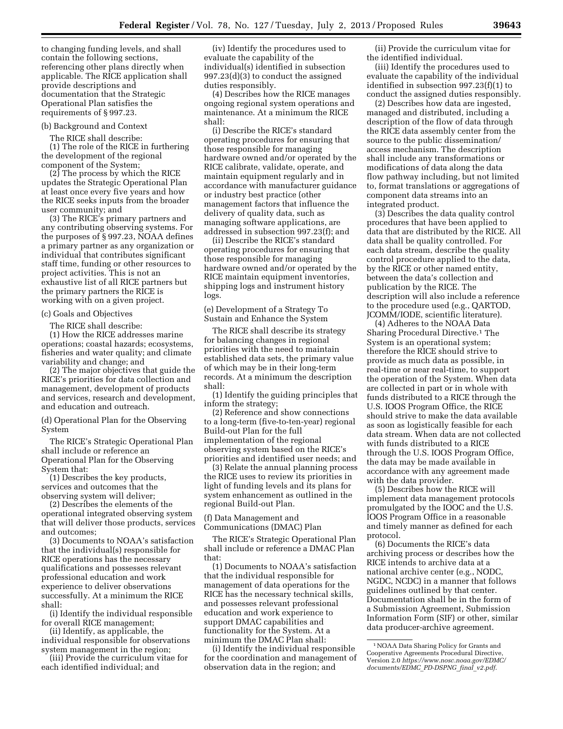to changing funding levels, and shall contain the following sections, referencing other plans directly when applicable. The RICE application shall provide descriptions and documentation that the Strategic Operational Plan satisfies the requirements of § 997.23.

(b) Background and Context

The RICE shall describe:

(1) The role of the RICE in furthering the development of the regional component of the System;

(2) The process by which the RICE updates the Strategic Operational Plan at least once every five years and how the RICE seeks inputs from the broader user community; and

(3) The RICE's primary partners and any contributing observing systems. For the purposes of § 997.23, NOAA defines a primary partner as any organization or individual that contributes significant staff time, funding or other resources to project activities. This is not an exhaustive list of all RICE partners but the primary partners the RICE is working with on a given project.

(c) Goals and Objectives

The RICE shall describe:

(1) How the RICE addresses marine operations; coastal hazards; ecosystems, fisheries and water quality; and climate variability and change; and

(2) The major objectives that guide the RICE's priorities for data collection and management, development of products and services, research and development, and education and outreach.

(d) Operational Plan for the Observing System

The RICE's Strategic Operational Plan shall include or reference an Operational Plan for the Observing System that:

(1) Describes the key products, services and outcomes that the observing system will deliver;

(2) Describes the elements of the operational integrated observing system that will deliver those products, services and outcomes;

(3) Documents to NOAA's satisfaction that the individual(s) responsible for RICE operations has the necessary qualifications and possesses relevant professional education and work experience to deliver observations successfully. At a minimum the RICE shall:

(i) Identify the individual responsible for overall RICE management;

(ii) Identify, as applicable, the individual responsible for observations system management in the region;

(iii) Provide the curriculum vitae for each identified individual; and

(iv) Identify the procedures used to evaluate the capability of the individual(s) identified in subsection 997.23(d)(3) to conduct the assigned duties responsibly.

(4) Describes how the RICE manages ongoing regional system operations and maintenance. At a minimum the RICE shall:

(i) Describe the RICE's standard operating procedures for ensuring that those responsible for managing hardware owned and/or operated by the RICE calibrate, validate, operate, and maintain equipment regularly and in accordance with manufacturer guidance or industry best practice (other management factors that influence the delivery of quality data, such as managing software applications, are addressed in subsection 997.23(f); and

(ii) Describe the RICE's standard operating procedures for ensuring that those responsible for managing hardware owned and/or operated by the RICE maintain equipment inventories, shipping logs and instrument history logs.

(e) Development of a Strategy To Sustain and Enhance the System

The RICE shall describe its strategy for balancing changes in regional priorities with the need to maintain established data sets, the primary value of which may be in their long-term records. At a minimum the description shall:

(1) Identify the guiding principles that inform the strategy;

(2) Reference and show connections to a long-term (five-to-ten-year) regional Build-out Plan for the full implementation of the regional observing system based on the RICE's priorities and identified user needs; and

(3) Relate the annual planning process the RICE uses to review its priorities in light of funding levels and its plans for system enhancement as outlined in the regional Build-out Plan.

(f) Data Management and Communications (DMAC) Plan

The RICE's Strategic Operational Plan shall include or reference a DMAC Plan that:

(1) Documents to NOAA's satisfaction that the individual responsible for management of data operations for the RICE has the necessary technical skills, and possesses relevant professional education and work experience to support DMAC capabilities and functionality for the System. At a minimum the DMAC Plan shall:

(i) Identify the individual responsible for the coordination and management of observation data in the region; and

(ii) Provide the curriculum vitae for the identified individual.

(iii) Identify the procedures used to evaluate the capability of the individual identified in subsection 997.23(f)(1) to conduct the assigned duties responsibly.

(2) Describes how data are ingested, managed and distributed, including a description of the flow of data through the RICE data assembly center from the source to the public dissemination/access mechanism. The description shall include any transformations or modifications of data along the data flow pathway including, but not limited to, format translations or aggregations of component data streams into an integrated product.

(3) Describes the data quality control procedures that have been applied to data that are distributed by the RICE. All data shall be quality controlled. For each data stream, describe the quality control procedure applied to the data, by the RICE or other named entity, between the data's collection and publication by the RICE. The description will also include a reference to the procedure used (e.g., QARTOD, JCOMM/IODE, scientific literature).

(4) Adheres to the NOAA Data Sharing Procedural Directive.[1] The System is an operational system; therefore the RICE should strive to provide as much data as possible, in real-time or near real-time, to support the operation of the System. When data are collected in part or in whole with funds distributed to a RICE through the U.S. IOOS Program Office, the RICE should strive to make the data available as soon as logistically feasible for each data stream. When data are not collected with funds distributed to a RICE through the U.S. IOOS Program Office, the data may be made available in accordance with any agreement made with the data provider.

(5) Describes how the RICE will implement data management protocols promulgated by the IOOC and the U.S. IOOS Program Office in a reasonable and timely manner as defined for each protocol.

(6) Documents the RICE's data archiving process or describes how the RICE intends to archive data at a national archive center (e.g., NODC, NGDC, NCDC) in a manner that follows guidelines outlined by that center. Documentation shall be in the form of a Submission Agreement, Submission Information Form (SIF) or other, similar data producer-archive agreement.

[1] NOAA Data Sharing Policy for Grants and Cooperative Agreements Procedural Directive, Version 2.0 *https://www.nosc.noaa.gov/EDMC/documents/EDMC_PD-DSPNG_final_v2.pdf.*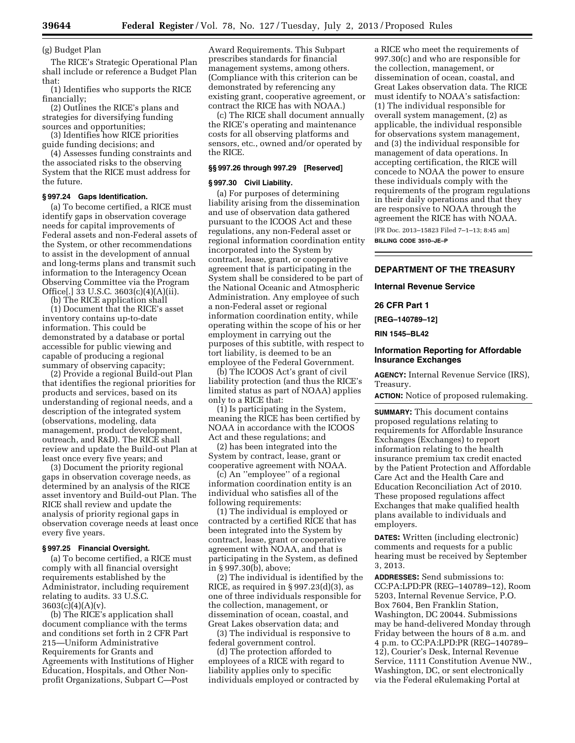(g) Budget Plan

The RICE's Strategic Operational Plan shall include or reference a Budget Plan that:

(1) Identifies who supports the RICE financially;

(2) Outlines the RICE's plans and strategies for diversifying funding sources and opportunities;

(3) Identifies how RICE priorities guide funding decisions; and

(4) Assesses funding constraints and the associated risks to the observing System that the RICE must address for the future.

### § 997.24 Gaps Identification.

(a) To become certified, a RICE must identify gaps in observation coverage needs for capital improvements of Federal assets and non-Federal assets of the System, or other recommendations to assist in the development of annual and long-terms plans and transmit such information to the Interagency Ocean Observing Committee via the Program Office[.] 33 U.S.C. 3603(c)(4)(A)(ii).

(b) The RICE application shall

(1) Document that the RICE's asset inventory contains up-to-date information. This could be demonstrated by a database or portal accessible for public viewing and capable of producing a regional summary of observing capacity;

(2) Provide a regional Build-out Plan that identifies the regional priorities for products and services, based on its understanding of regional needs, and a description of the integrated system (observations, modeling, data management, product development, outreach, and R&D). The RICE shall review and update the Build-out Plan at least once every five years; and

(3) Document the priority regional gaps in observation coverage needs, as determined by an analysis of the RICE asset inventory and Build-out Plan. The RICE shall review and update the analysis of priority regional gaps in observation coverage needs at least once every five years.

### § 997.25 Financial Oversight.

(a) To become certified, a RICE must comply with all financial oversight requirements established by the Administrator, including requirement relating to audits. 33 U.S.C. 3603(c)(4)(A)(v).

(b) The RICE's application shall document compliance with the terms and conditions set forth in 2 CFR Part 215—Uniform Administrative Requirements for Grants and Agreements with Institutions of Higher Education, Hospitals, and Other Non-profit Organizations, Subpart C—Post Award Requirements. This Subpart prescribes standards for financial management systems, among others. (Compliance with this criterion can be demonstrated by referencing any existing grant, cooperative agreement, or contract the RICE has with NOAA.)

(c) The RICE shall document annually the RICE's operating and maintenance costs for all observing platforms and sensors, etc., owned and/or operated by the RICE.

### §§ 997.26 through 997.29 [Reserved]

### § 997.30 Civil Liability.

(a) For purposes of determining liability arising from the dissemination and use of observation data gathered pursuant to the ICOOS Act and these regulations, any non-Federal asset or regional information coordination entity incorporated into the System by contract, lease, grant, or cooperative agreement that is participating in the System shall be considered to be part of the National Oceanic and Atmospheric Administration. Any employee of such a non-Federal asset or regional information coordination entity, while operating within the scope of his or her employment in carrying out the purposes of this subtitle, with respect to tort liability, is deemed to be an employee of the Federal Government.

(b) The ICOOS Act's grant of civil liability protection (and thus the RICE's limited status as part of NOAA) applies only to a RICE that:

(1) Is participating in the System, meaning the RICE has been certified by NOAA in accordance with the ICOOS Act and these regulations; and

(2) has been integrated into the System by contract, lease, grant or cooperative agreement with NOAA.

(c) An ''employee'' of a regional information coordination entity is an individual who satisfies all of the following requirements:

(1) The individual is employed or contracted by a certified RICE that has been integrated into the System by contract, lease, grant or cooperative agreement with NOAA, and that is participating in the System, as defined in § 997.30(b), above;

(2) The individual is identified by the RICE, as required in § 997.23(d)(3), as one of three individuals responsible for the collection, management, or dissemination of ocean, coastal, and Great Lakes observation data; and

(3) The individual is responsive to federal government control.

(d) The protection afforded to employees of a RICE with regard to liability applies only to specific individuals employed or contracted by a RICE who meet the requirements of 997.30(c) and who are responsible for the collection, management, or dissemination of ocean, coastal, and Great Lakes observation data. The RICE must identify to NOAA's satisfaction: (1) The individual responsible for overall system management, (2) as applicable, the individual responsible for observations system management, and (3) the individual responsible for management of data operations. In accepting certification, the RICE will concede to NOAA the power to ensure these individuals comply with the requirements of the program regulations in their daily operations and that they are responsive to NOAA through the agreement the RICE has with NOAA.

[FR Doc. 2013–15823 Filed 7–1–13; 8:45 am]

**BILLING CODE 3510–JE–P**

---

## DEPARTMENT OF THE TREASURY

## Internal Revenue Service

## 26 CFR Part 1

**[REG–140789–12]**

**RIN 1545–BL42**

## Information Reporting for Affordable Insurance Exchanges

**AGENCY:** Internal Revenue Service (IRS), Treasury.

**ACTION:** Notice of proposed rulemaking.

**SUMMARY:** This document contains proposed regulations relating to requirements for Affordable Insurance Exchanges (Exchanges) to report information relating to the health insurance premium tax credit enacted by the Patient Protection and Affordable Care Act and the Health Care and Education Reconciliation Act of 2010. These proposed regulations affect Exchanges that make qualified health plans available to individuals and employers.

**DATES:** Written (including electronic) comments and requests for a public hearing must be received by September 3, 2013.

**ADDRESSES:** Send submissions to: CC:PA:LPD:PR (REG–140789–12), Room 5203, Internal Revenue Service, P.O. Box 7604, Ben Franklin Station, Washington, DC 20044. Submissions may be hand-delivered Monday through Friday between the hours of 8 a.m. and 4 p.m. to CC:PA:LPD:PR (REG–140789–12), Courier's Desk, Internal Revenue Service, 1111 Constitution Avenue NW., Washington, DC, or sent electronically via the Federal eRulemaking Portal at